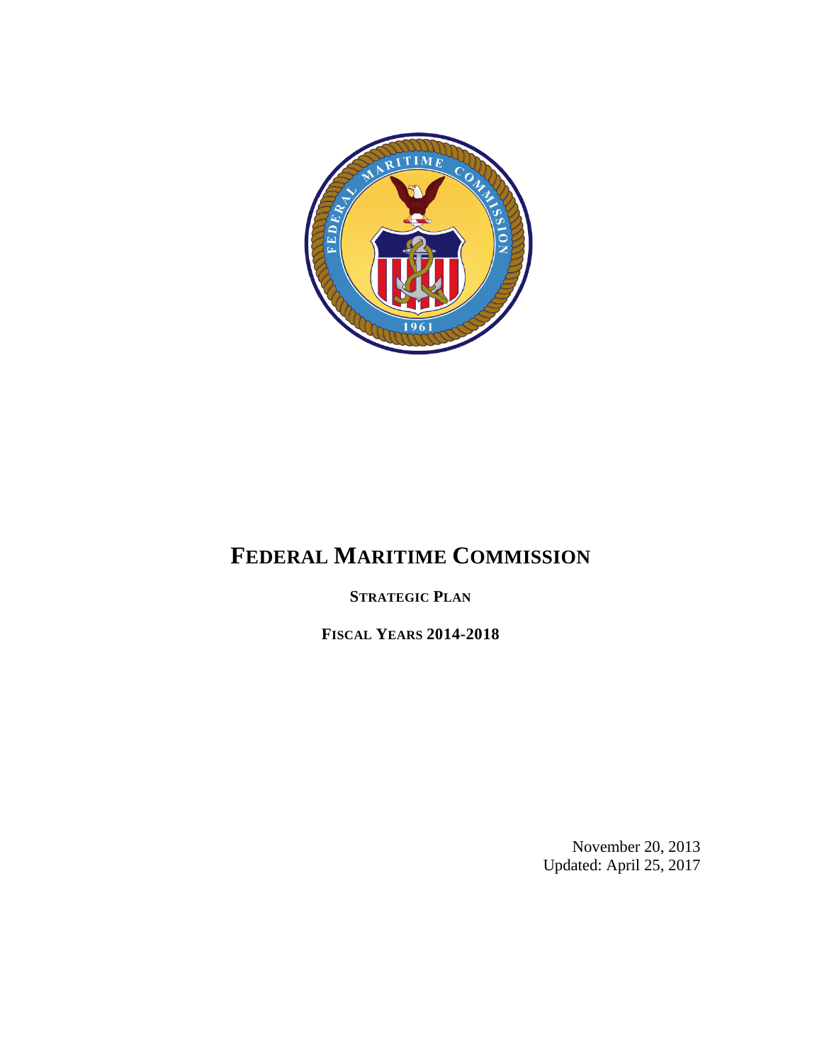# FEDERAL MARITIME COMMISSION

**STRATEGIC PLAN**

**FISCAL YEARS 2014-2018**

November 20, 2013
Updated: April 25, 2017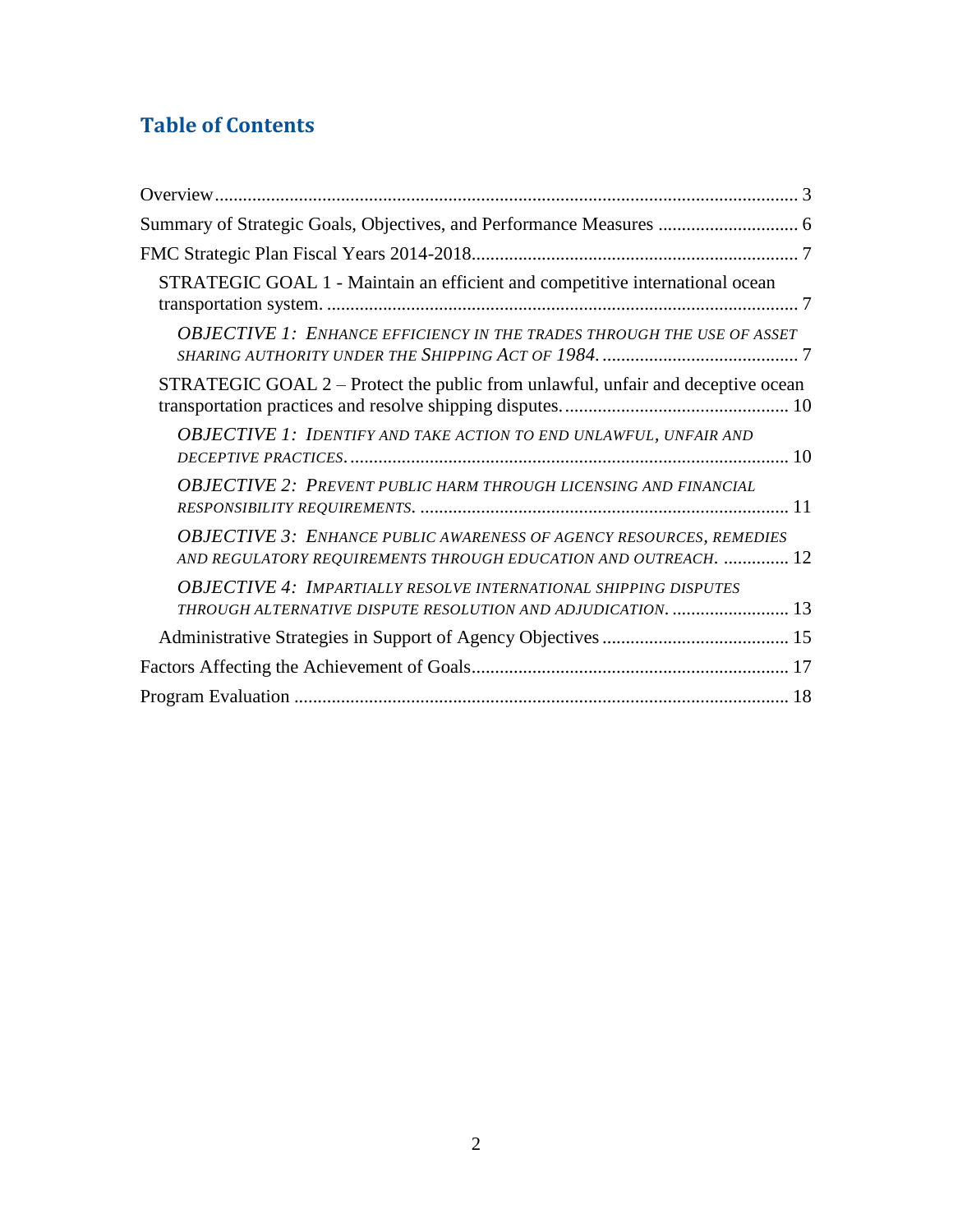## Table of Contents

- Overview ... 3
- Summary of Strategic Goals, Objectives, and Performance Measures ... 6
- FMC Strategic Plan Fiscal Years 2014-2018 ... 7
  - STRATEGIC GOAL 1 - Maintain an efficient and competitive international ocean transportation system. ... 7
    - *OBJECTIVE 1: ENHANCE EFFICIENCY IN THE TRADES THROUGH THE USE OF ASSET SHARING AUTHORITY UNDER THE SHIPPING ACT OF 1984.* ... 7
  - STRATEGIC GOAL 2 – Protect the public from unlawful, unfair and deceptive ocean transportation practices and resolve shipping disputes. ... 10
    - *OBJECTIVE 1: IDENTIFY AND TAKE ACTION TO END UNLAWFUL, UNFAIR AND DECEPTIVE PRACTICES.* ... 10
    - *OBJECTIVE 2: PREVENT PUBLIC HARM THROUGH LICENSING AND FINANCIAL RESPONSIBILITY REQUIREMENTS.* ... 11
    - *OBJECTIVE 3: ENHANCE PUBLIC AWARENESS OF AGENCY RESOURCES, REMEDIES AND REGULATORY REQUIREMENTS THROUGH EDUCATION AND OUTREACH.* ... 12
    - *OBJECTIVE 4: IMPARTIALLY RESOLVE INTERNATIONAL SHIPPING DISPUTES THROUGH ALTERNATIVE DISPUTE RESOLUTION AND ADJUDICATION.* ... 13
  - Administrative Strategies in Support of Agency Objectives ... 15
- Factors Affecting the Achievement of Goals ... 17
- Program Evaluation ... 18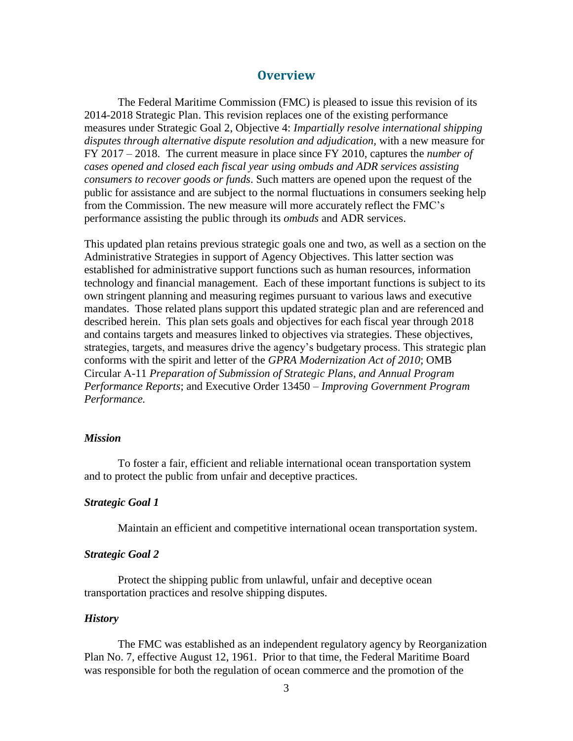## Overview

The Federal Maritime Commission (FMC) is pleased to issue this revision of its 2014-2018 Strategic Plan. This revision replaces one of the existing performance measures under Strategic Goal 2, Objective 4: *Impartially resolve international shipping disputes through alternative dispute resolution and adjudication*, with a new measure for FY 2017 – 2018. The current measure in place since FY 2010, captures the *number of cases opened and closed each fiscal year using ombuds and ADR services assisting consumers to recover goods or funds*. Such matters are opened upon the request of the public for assistance and are subject to the normal fluctuations in consumers seeking help from the Commission. The new measure will more accurately reflect the FMC's performance assisting the public through its *ombuds* and ADR services.

This updated plan retains previous strategic goals one and two, as well as a section on the Administrative Strategies in support of Agency Objectives. This latter section was established for administrative support functions such as human resources, information technology and financial management. Each of these important functions is subject to its own stringent planning and measuring regimes pursuant to various laws and executive mandates. Those related plans support this updated strategic plan and are referenced and described herein. This plan sets goals and objectives for each fiscal year through 2018 and contains targets and measures linked to objectives via strategies. These objectives, strategies, targets, and measures drive the agency's budgetary process. This strategic plan conforms with the spirit and letter of the *GPRA Modernization Act of 2010*; OMB Circular A-11 *Preparation of Submission of Strategic Plans, and Annual Program Performance Reports*; and Executive Order 13450 – *Improving Government Program Performance.*

### *Mission*

To foster a fair, efficient and reliable international ocean transportation system and to protect the public from unfair and deceptive practices.

### *Strategic Goal 1*

Maintain an efficient and competitive international ocean transportation system.

### *Strategic Goal 2*

Protect the shipping public from unlawful, unfair and deceptive ocean transportation practices and resolve shipping disputes.

### *History*

The FMC was established as an independent regulatory agency by Reorganization Plan No. 7, effective August 12, 1961. Prior to that time, the Federal Maritime Board was responsible for both the regulation of ocean commerce and the promotion of the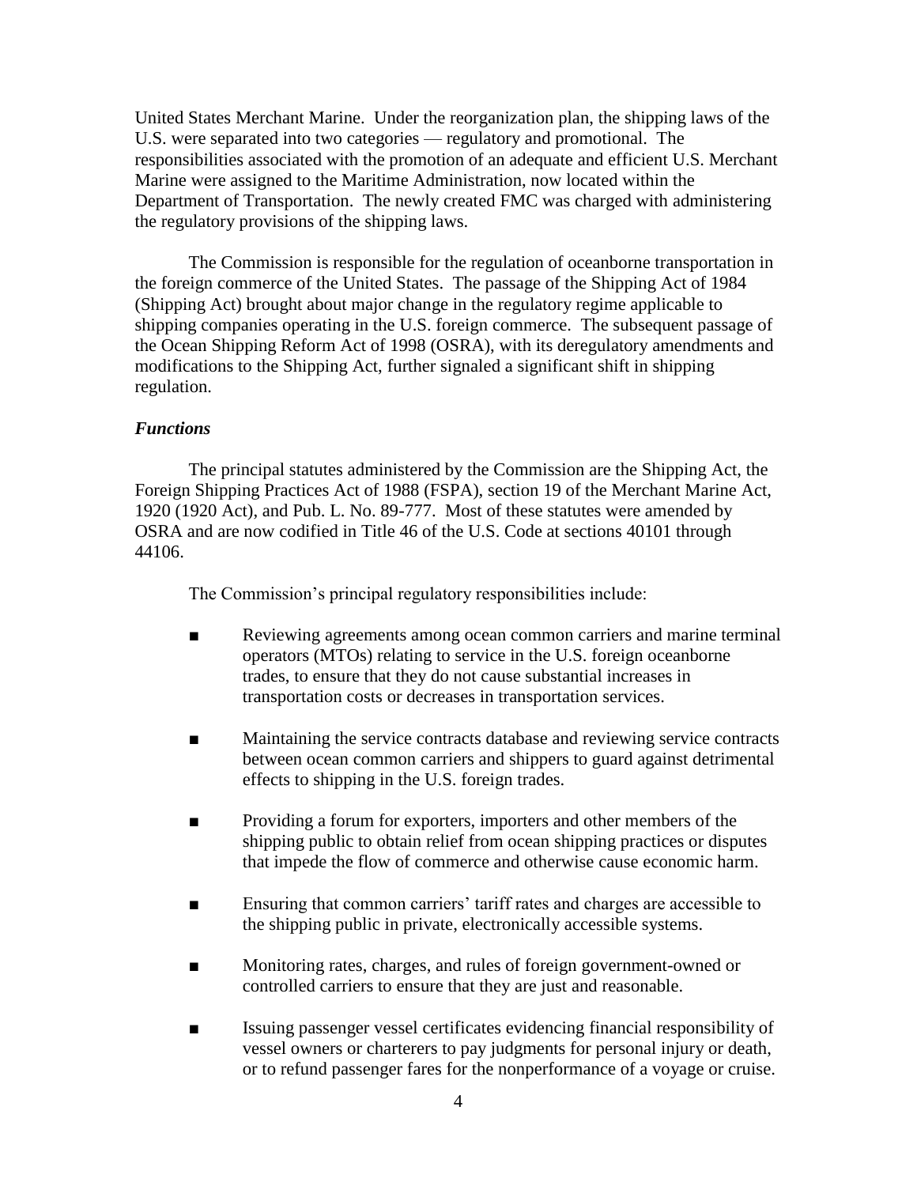United States Merchant Marine. Under the reorganization plan, the shipping laws of the U.S. were separated into two categories — regulatory and promotional. The responsibilities associated with the promotion of an adequate and efficient U.S. Merchant Marine were assigned to the Maritime Administration, now located within the Department of Transportation. The newly created FMC was charged with administering the regulatory provisions of the shipping laws.

The Commission is responsible for the regulation of oceanborne transportation in the foreign commerce of the United States. The passage of the Shipping Act of 1984 (Shipping Act) brought about major change in the regulatory regime applicable to shipping companies operating in the U.S. foreign commerce. The subsequent passage of the Ocean Shipping Reform Act of 1998 (OSRA), with its deregulatory amendments and modifications to the Shipping Act, further signaled a significant shift in shipping regulation.

### *Functions*

The principal statutes administered by the Commission are the Shipping Act, the Foreign Shipping Practices Act of 1988 (FSPA), section 19 of the Merchant Marine Act, 1920 (1920 Act), and Pub. L. No. 89-777. Most of these statutes were amended by OSRA and are now codified in Title 46 of the U.S. Code at sections 40101 through 44106.

The Commission's principal regulatory responsibilities include:

- Reviewing agreements among ocean common carriers and marine terminal operators (MTOs) relating to service in the U.S. foreign oceanborne trades, to ensure that they do not cause substantial increases in transportation costs or decreases in transportation services.

- Maintaining the service contracts database and reviewing service contracts between ocean common carriers and shippers to guard against detrimental effects to shipping in the U.S. foreign trades.

- Providing a forum for exporters, importers and other members of the shipping public to obtain relief from ocean shipping practices or disputes that impede the flow of commerce and otherwise cause economic harm.

- Ensuring that common carriers' tariff rates and charges are accessible to the shipping public in private, electronically accessible systems.

- Monitoring rates, charges, and rules of foreign government-owned or controlled carriers to ensure that they are just and reasonable.

- Issuing passenger vessel certificates evidencing financial responsibility of vessel owners or charterers to pay judgments for personal injury or death, or to refund passenger fares for the nonperformance of a voyage or cruise.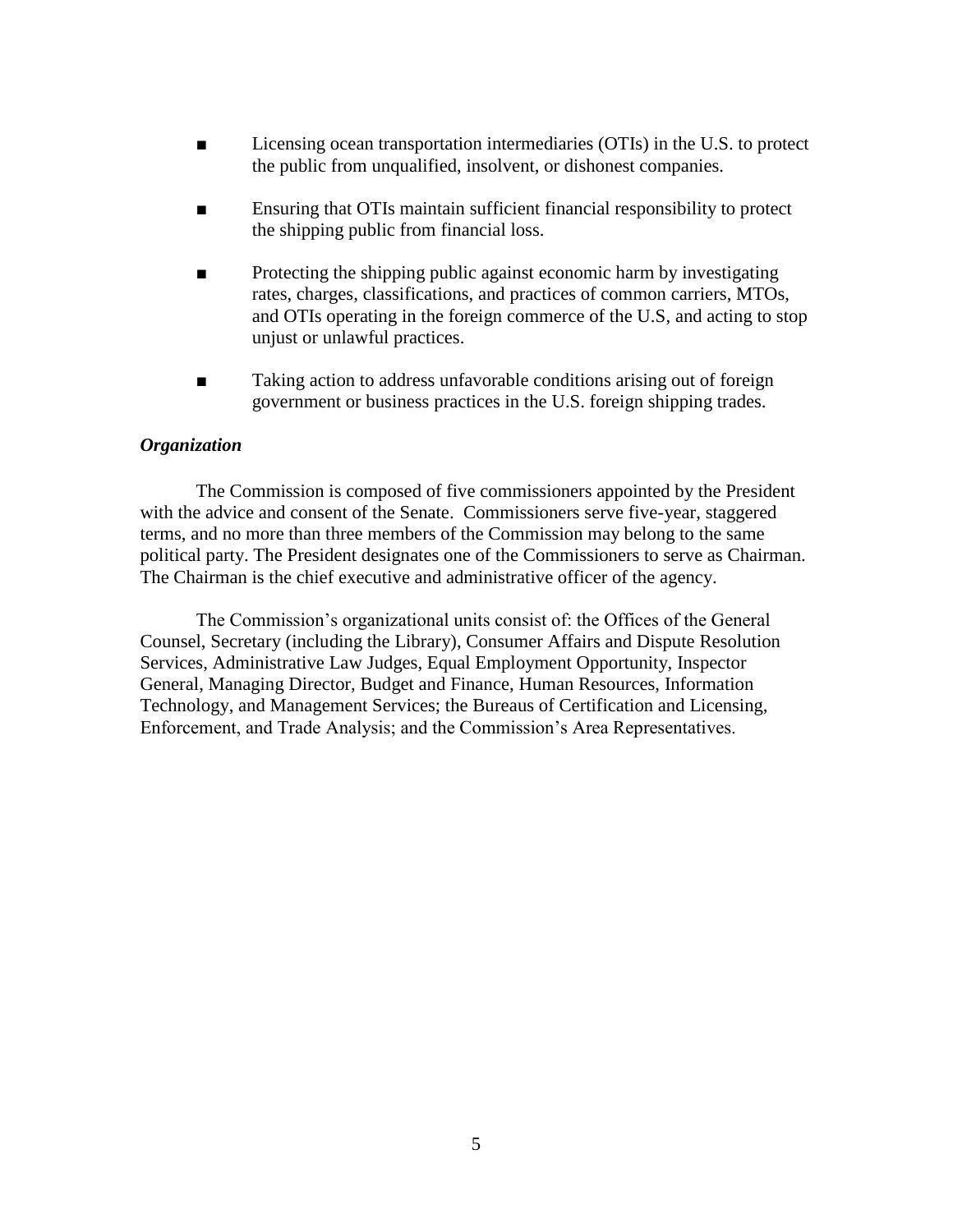- Licensing ocean transportation intermediaries (OTIs) in the U.S. to protect the public from unqualified, insolvent, or dishonest companies.

- Ensuring that OTIs maintain sufficient financial responsibility to protect the shipping public from financial loss.

- Protecting the shipping public against economic harm by investigating rates, charges, classifications, and practices of common carriers, MTOs, and OTIs operating in the foreign commerce of the U.S, and acting to stop unjust or unlawful practices.

- Taking action to address unfavorable conditions arising out of foreign government or business practices in the U.S. foreign shipping trades.

***Organization***

The Commission is composed of five commissioners appointed by the President with the advice and consent of the Senate. Commissioners serve five-year, staggered terms, and no more than three members of the Commission may belong to the same political party. The President designates one of the Commissioners to serve as Chairman. The Chairman is the chief executive and administrative officer of the agency.

The Commission's organizational units consist of: the Offices of the General Counsel, Secretary (including the Library), Consumer Affairs and Dispute Resolution Services, Administrative Law Judges, Equal Employment Opportunity, Inspector General, Managing Director, Budget and Finance, Human Resources, Information Technology, and Management Services; the Bureaus of Certification and Licensing, Enforcement, and Trade Analysis; and the Commission's Area Representatives.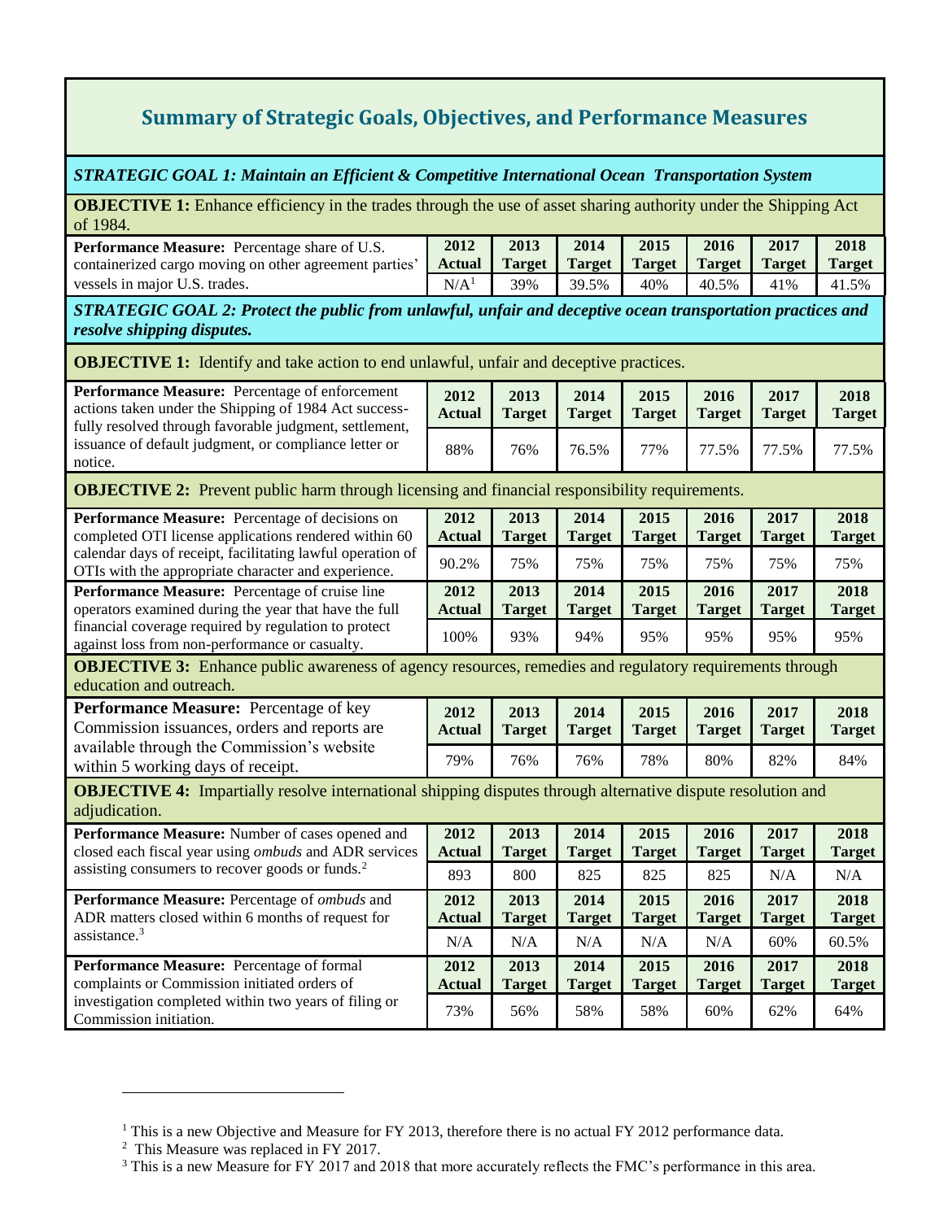## Summary of Strategic Goals, Objectives, and Performance Measures

***STRATEGIC GOAL 1: Maintain an Efficient & Competitive International Ocean Transportation System***

**OBJECTIVE 1:** Enhance efficiency in the trades through the use of asset sharing authority under the Shipping Act of 1984.

| Performance Measure | 2012 Actual | 2013 Target | 2014 Target | 2015 Target | 2016 Target | 2017 Target | 2018 Target |
|---|---|---|---|---|---|---|---|
| **Performance Measure:** Percentage share of U.S. containerized cargo moving on other agreement parties' vessels in major U.S. trades. | N/A[1] | 39% | 39.5% | 40% | 40.5% | 41% | 41.5% |

***STRATEGIC GOAL 2: Protect the public from unlawful, unfair and deceptive ocean transportation practices and resolve shipping disputes.***

**OBJECTIVE 1:** Identify and take action to end unlawful, unfair and deceptive practices.

| Performance Measure | 2012 Actual | 2013 Target | 2014 Target | 2015 Target | 2016 Target | 2017 Target | 2018 Target |
|---|---|---|---|---|---|---|---|
| **Performance Measure:** Percentage of enforcement actions taken under the Shipping of 1984 Act successfully resolved through favorable judgment, settlement, issuance of default judgment, or compliance letter or notice. | 88% | 76% | 76.5% | 77% | 77.5% | 77.5% | 77.5% |

**OBJECTIVE 2:** Prevent public harm through licensing and financial responsibility requirements.

| Performance Measure | 2012 Actual | 2013 Target | 2014 Target | 2015 Target | 2016 Target | 2017 Target | 2018 Target |
|---|---|---|---|---|---|---|---|
| **Performance Measure:** Percentage of decisions on completed OTI license applications rendered within 60 calendar days of receipt, facilitating lawful operation of OTIs with the appropriate character and experience. | 90.2% | 75% | 75% | 75% | 75% | 75% | 75% |
| **Performance Measure:** Percentage of cruise line operators examined during the year that have the full financial coverage required by regulation to protect against loss from non-performance or casualty. | 100% | 93% | 94% | 95% | 95% | 95% | 95% |

**OBJECTIVE 3:** Enhance public awareness of agency resources, remedies and regulatory requirements through education and outreach.

| Performance Measure | 2012 Actual | 2013 Target | 2014 Target | 2015 Target | 2016 Target | 2017 Target | 2018 Target |
|---|---|---|---|---|---|---|---|
| **Performance Measure:** Percentage of key Commission issuances, orders and reports are available through the Commission's website within 5 working days of receipt. | 79% | 76% | 76% | 78% | 80% | 82% | 84% |

**OBJECTIVE 4:** Impartially resolve international shipping disputes through alternative dispute resolution and adjudication.

| Performance Measure | 2012 Actual | 2013 Target | 2014 Target | 2015 Target | 2016 Target | 2017 Target | 2018 Target |
|---|---|---|---|---|---|---|---|
| **Performance Measure:** Number of cases opened and closed each fiscal year using *ombuds* and ADR services assisting consumers to recover goods or funds.[2] | 893 | 800 | 825 | 825 | 825 | N/A | N/A |
| **Performance Measure:** Percentage of *ombuds* and ADR matters closed within 6 months of request for assistance.[3] | N/A | N/A | N/A | N/A | N/A | 60% | 60.5% |
| **Performance Measure:** Percentage of formal complaints or Commission initiated orders of investigation completed within two years of filing or Commission initiation. | 73% | 56% | 58% | 58% | 60% | 62% | 64% |

---

[1] This is a new Objective and Measure for FY 2013, therefore there is no actual FY 2012 performance data.

[2] This Measure was replaced in FY 2017.

[3] This is a new Measure for FY 2017 and 2018 that more accurately reflects the FMC's performance in this area.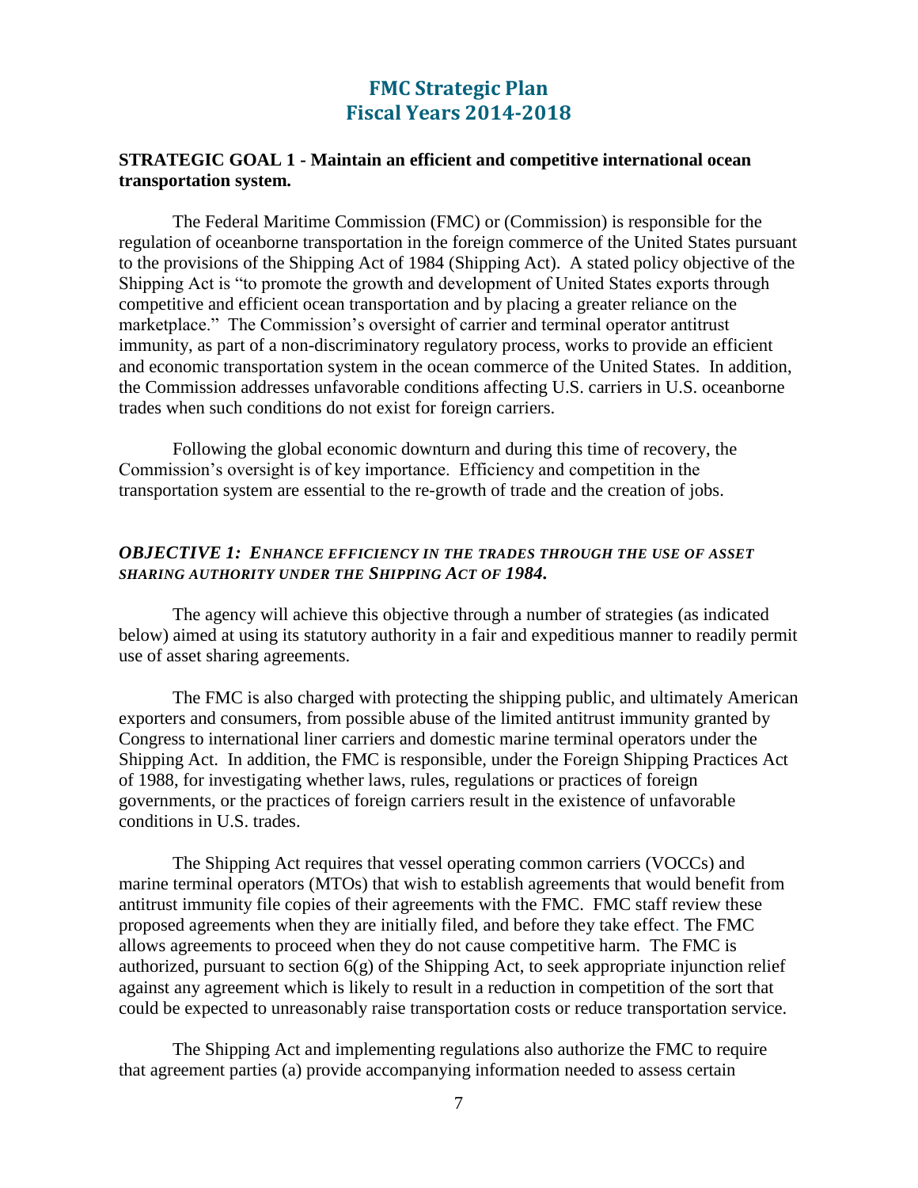# FMC Strategic Plan
# Fiscal Years 2014-2018

**STRATEGIC GOAL 1 - Maintain an efficient and competitive international ocean transportation system.**

The Federal Maritime Commission (FMC) or (Commission) is responsible for the regulation of oceanborne transportation in the foreign commerce of the United States pursuant to the provisions of the Shipping Act of 1984 (Shipping Act). A stated policy objective of the Shipping Act is "to promote the growth and development of United States exports through competitive and efficient ocean transportation and by placing a greater reliance on the marketplace." The Commission's oversight of carrier and terminal operator antitrust immunity, as part of a non-discriminatory regulatory process, works to provide an efficient and economic transportation system in the ocean commerce of the United States. In addition, the Commission addresses unfavorable conditions affecting U.S. carriers in U.S. oceanborne trades when such conditions do not exist for foreign carriers.

Following the global economic downturn and during this time of recovery, the Commission's oversight is of key importance. Efficiency and competition in the transportation system are essential to the re-growth of trade and the creation of jobs.

***OBJECTIVE 1: ENHANCE EFFICIENCY IN THE TRADES THROUGH THE USE OF ASSET SHARING AUTHORITY UNDER THE SHIPPING ACT OF 1984.***

The agency will achieve this objective through a number of strategies (as indicated below) aimed at using its statutory authority in a fair and expeditious manner to readily permit use of asset sharing agreements.

The FMC is also charged with protecting the shipping public, and ultimately American exporters and consumers, from possible abuse of the limited antitrust immunity granted by Congress to international liner carriers and domestic marine terminal operators under the Shipping Act. In addition, the FMC is responsible, under the Foreign Shipping Practices Act of 1988, for investigating whether laws, rules, regulations or practices of foreign governments, or the practices of foreign carriers result in the existence of unfavorable conditions in U.S. trades.

The Shipping Act requires that vessel operating common carriers (VOCCs) and marine terminal operators (MTOs) that wish to establish agreements that would benefit from antitrust immunity file copies of their agreements with the FMC. FMC staff review these proposed agreements when they are initially filed, and before they take effect. The FMC allows agreements to proceed when they do not cause competitive harm. The FMC is authorized, pursuant to section 6(g) of the Shipping Act, to seek appropriate injunction relief against any agreement which is likely to result in a reduction in competition of the sort that could be expected to unreasonably raise transportation costs or reduce transportation service.

The Shipping Act and implementing regulations also authorize the FMC to require that agreement parties (a) provide accompanying information needed to assess certain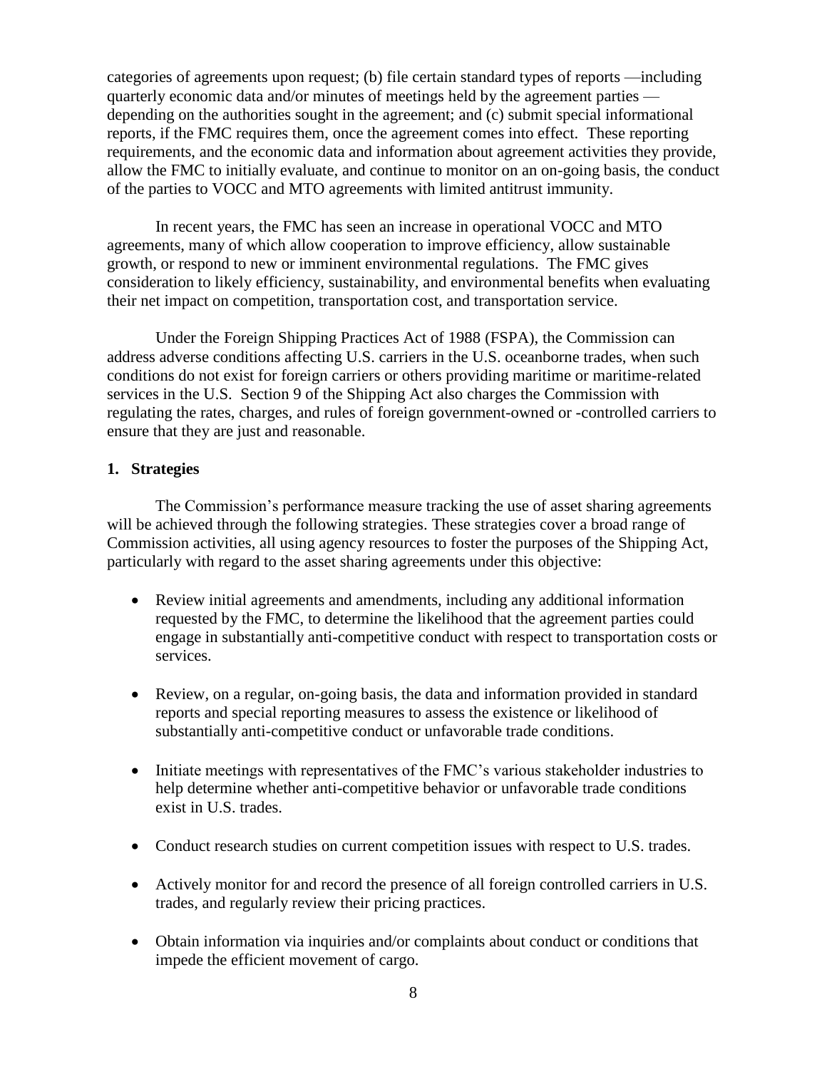categories of agreements upon request; (b) file certain standard types of reports —including quarterly economic data and/or minutes of meetings held by the agreement parties — depending on the authorities sought in the agreement; and (c) submit special informational reports, if the FMC requires them, once the agreement comes into effect. These reporting requirements, and the economic data and information about agreement activities they provide, allow the FMC to initially evaluate, and continue to monitor on an on-going basis, the conduct of the parties to VOCC and MTO agreements with limited antitrust immunity.

In recent years, the FMC has seen an increase in operational VOCC and MTO agreements, many of which allow cooperation to improve efficiency, allow sustainable growth, or respond to new or imminent environmental regulations. The FMC gives consideration to likely efficiency, sustainability, and environmental benefits when evaluating their net impact on competition, transportation cost, and transportation service.

Under the Foreign Shipping Practices Act of 1988 (FSPA), the Commission can address adverse conditions affecting U.S. carriers in the U.S. oceanborne trades, when such conditions do not exist for foreign carriers or others providing maritime or maritime-related services in the U.S. Section 9 of the Shipping Act also charges the Commission with regulating the rates, charges, and rules of foreign government-owned or -controlled carriers to ensure that they are just and reasonable.

### 1. Strategies

The Commission's performance measure tracking the use of asset sharing agreements will be achieved through the following strategies. These strategies cover a broad range of Commission activities, all using agency resources to foster the purposes of the Shipping Act, particularly with regard to the asset sharing agreements under this objective:

- Review initial agreements and amendments, including any additional information requested by the FMC, to determine the likelihood that the agreement parties could engage in substantially anti-competitive conduct with respect to transportation costs or services.
- Review, on a regular, on-going basis, the data and information provided in standard reports and special reporting measures to assess the existence or likelihood of substantially anti-competitive conduct or unfavorable trade conditions.
- Initiate meetings with representatives of the FMC's various stakeholder industries to help determine whether anti-competitive behavior or unfavorable trade conditions exist in U.S. trades.
- Conduct research studies on current competition issues with respect to U.S. trades.
- Actively monitor for and record the presence of all foreign controlled carriers in U.S. trades, and regularly review their pricing practices.
- Obtain information via inquiries and/or complaints about conduct or conditions that impede the efficient movement of cargo.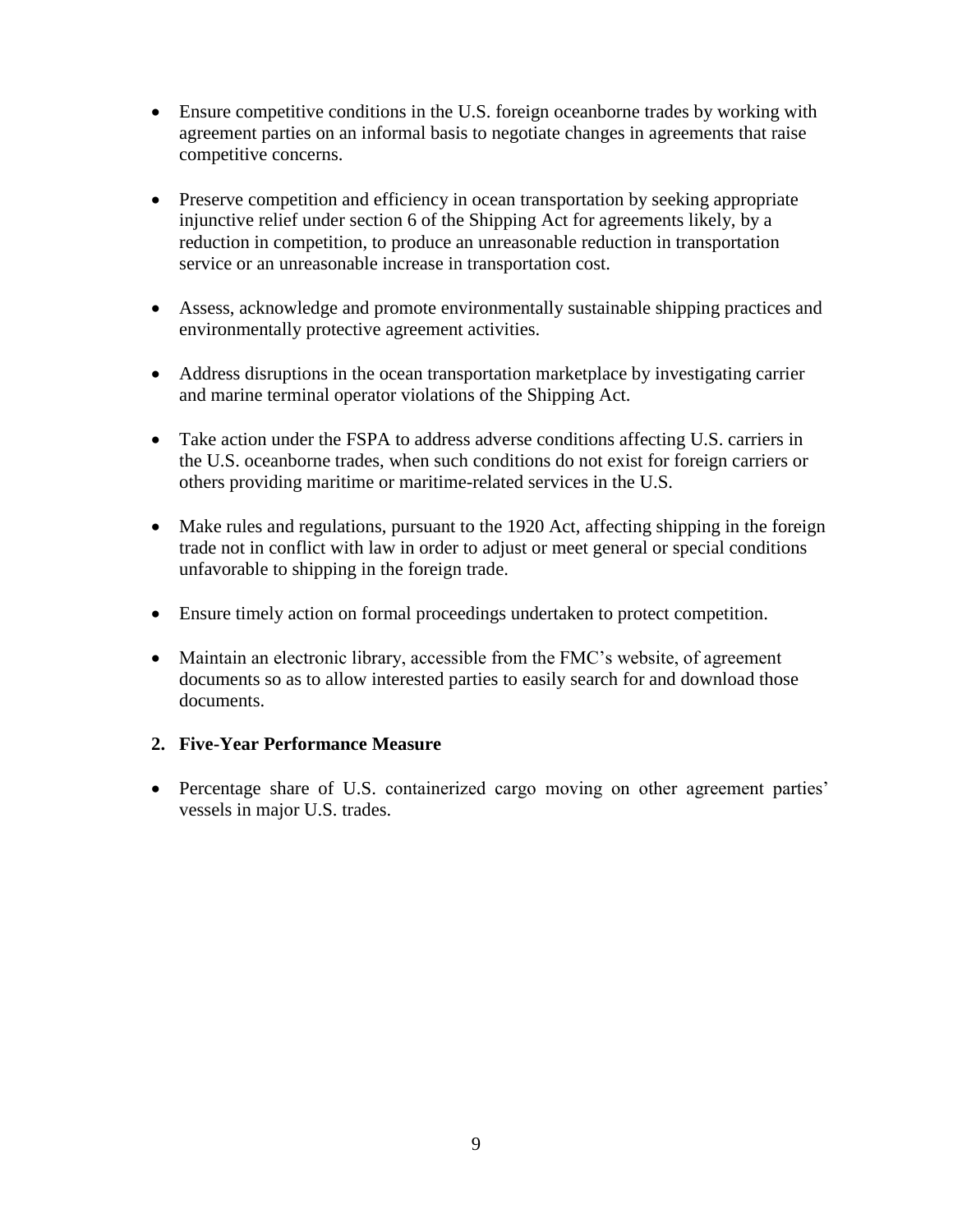- Ensure competitive conditions in the U.S. foreign oceanborne trades by working with agreement parties on an informal basis to negotiate changes in agreements that raise competitive concerns.

- Preserve competition and efficiency in ocean transportation by seeking appropriate injunctive relief under section 6 of the Shipping Act for agreements likely, by a reduction in competition, to produce an unreasonable reduction in transportation service or an unreasonable increase in transportation cost.

- Assess, acknowledge and promote environmentally sustainable shipping practices and environmentally protective agreement activities.

- Address disruptions in the ocean transportation marketplace by investigating carrier and marine terminal operator violations of the Shipping Act.

- Take action under the FSPA to address adverse conditions affecting U.S. carriers in the U.S. oceanborne trades, when such conditions do not exist for foreign carriers or others providing maritime or maritime-related services in the U.S.

- Make rules and regulations, pursuant to the 1920 Act, affecting shipping in the foreign trade not in conflict with law in order to adjust or meet general or special conditions unfavorable to shipping in the foreign trade.

- Ensure timely action on formal proceedings undertaken to protect competition.

- Maintain an electronic library, accessible from the FMC's website, of agreement documents so as to allow interested parties to easily search for and download those documents.

**2. Five-Year Performance Measure**

- Percentage share of U.S. containerized cargo moving on other agreement parties' vessels in major U.S. trades.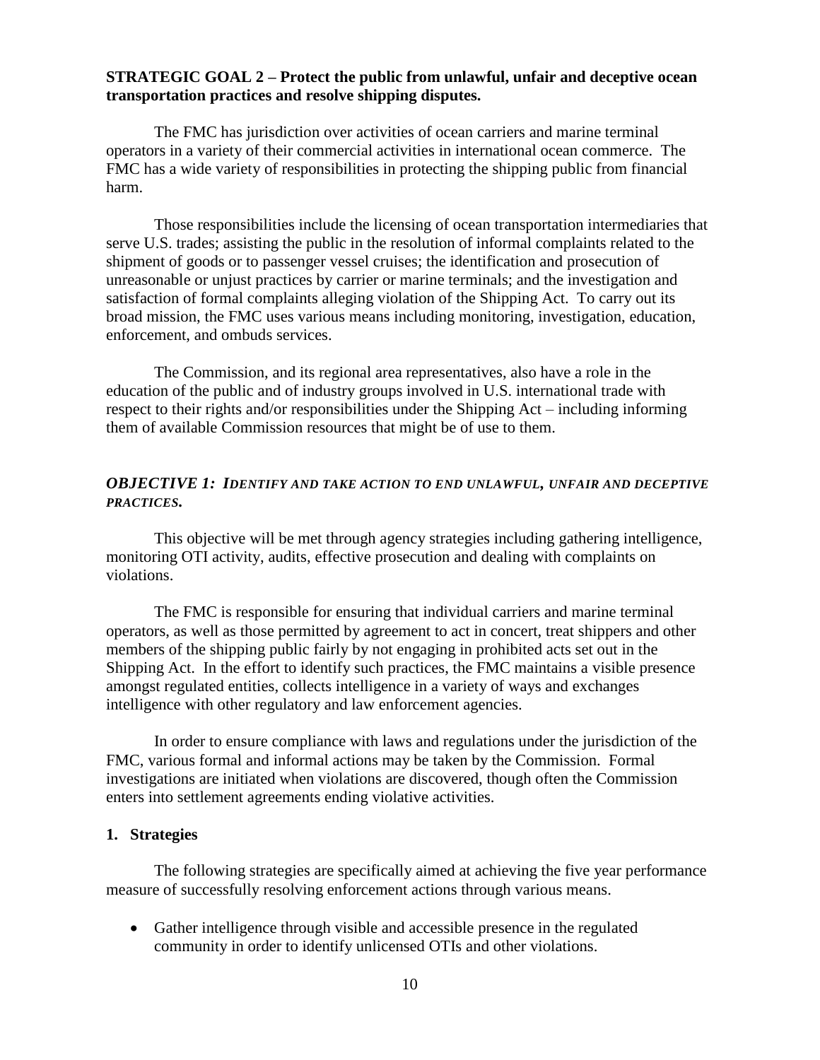**STRATEGIC GOAL 2 – Protect the public from unlawful, unfair and deceptive ocean transportation practices and resolve shipping disputes.**

The FMC has jurisdiction over activities of ocean carriers and marine terminal operators in a variety of their commercial activities in international ocean commerce. The FMC has a wide variety of responsibilities in protecting the shipping public from financial harm.

Those responsibilities include the licensing of ocean transportation intermediaries that serve U.S. trades; assisting the public in the resolution of informal complaints related to the shipment of goods or to passenger vessel cruises; the identification and prosecution of unreasonable or unjust practices by carrier or marine terminals; and the investigation and satisfaction of formal complaints alleging violation of the Shipping Act. To carry out its broad mission, the FMC uses various means including monitoring, investigation, education, enforcement, and ombuds services.

The Commission, and its regional area representatives, also have a role in the education of the public and of industry groups involved in U.S. international trade with respect to their rights and/or responsibilities under the Shipping Act – including informing them of available Commission resources that might be of use to them.

### *OBJECTIVE 1: IDENTIFY AND TAKE ACTION TO END UNLAWFUL, UNFAIR AND DECEPTIVE PRACTICES.*

This objective will be met through agency strategies including gathering intelligence, monitoring OTI activity, audits, effective prosecution and dealing with complaints on violations.

The FMC is responsible for ensuring that individual carriers and marine terminal operators, as well as those permitted by agreement to act in concert, treat shippers and other members of the shipping public fairly by not engaging in prohibited acts set out in the Shipping Act. In the effort to identify such practices, the FMC maintains a visible presence amongst regulated entities, collects intelligence in a variety of ways and exchanges intelligence with other regulatory and law enforcement agencies.

In order to ensure compliance with laws and regulations under the jurisdiction of the FMC, various formal and informal actions may be taken by the Commission. Formal investigations are initiated when violations are discovered, though often the Commission enters into settlement agreements ending violative activities.

**1. Strategies**

The following strategies are specifically aimed at achieving the five year performance measure of successfully resolving enforcement actions through various means.

- Gather intelligence through visible and accessible presence in the regulated community in order to identify unlicensed OTIs and other violations.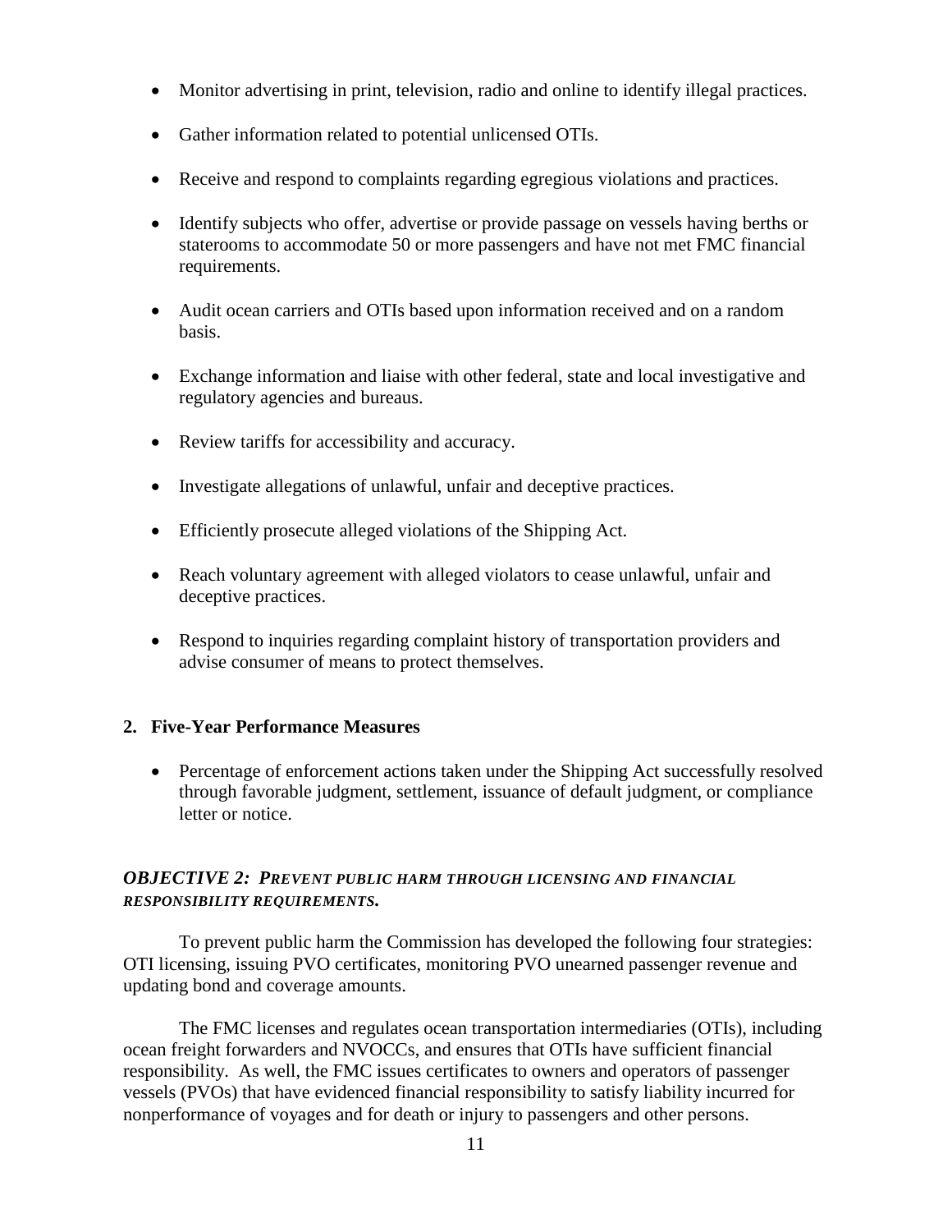- Monitor advertising in print, television, radio and online to identify illegal practices.
- Gather information related to potential unlicensed OTIs.
- Receive and respond to complaints regarding egregious violations and practices.
- Identify subjects who offer, advertise or provide passage on vessels having berths or staterooms to accommodate 50 or more passengers and have not met FMC financial requirements.
- Audit ocean carriers and OTIs based upon information received and on a random basis.
- Exchange information and liaise with other federal, state and local investigative and regulatory agencies and bureaus.
- Review tariffs for accessibility and accuracy.
- Investigate allegations of unlawful, unfair and deceptive practices.
- Efficiently prosecute alleged violations of the Shipping Act.
- Reach voluntary agreement with alleged violators to cease unlawful, unfair and deceptive practices.
- Respond to inquiries regarding complaint history of transportation providers and advise consumer of means to protect themselves.

**2. Five-Year Performance Measures**

- Percentage of enforcement actions taken under the Shipping Act successfully resolved through favorable judgment, settlement, issuance of default judgment, or compliance letter or notice.

### *OBJECTIVE 2: PREVENT PUBLIC HARM THROUGH LICENSING AND FINANCIAL RESPONSIBILITY REQUIREMENTS.*

To prevent public harm the Commission has developed the following four strategies: OTI licensing, issuing PVO certificates, monitoring PVO unearned passenger revenue and updating bond and coverage amounts.

The FMC licenses and regulates ocean transportation intermediaries (OTIs), including ocean freight forwarders and NVOCCs, and ensures that OTIs have sufficient financial responsibility. As well, the FMC issues certificates to owners and operators of passenger vessels (PVOs) that have evidenced financial responsibility to satisfy liability incurred for nonperformance of voyages and for death or injury to passengers and other persons.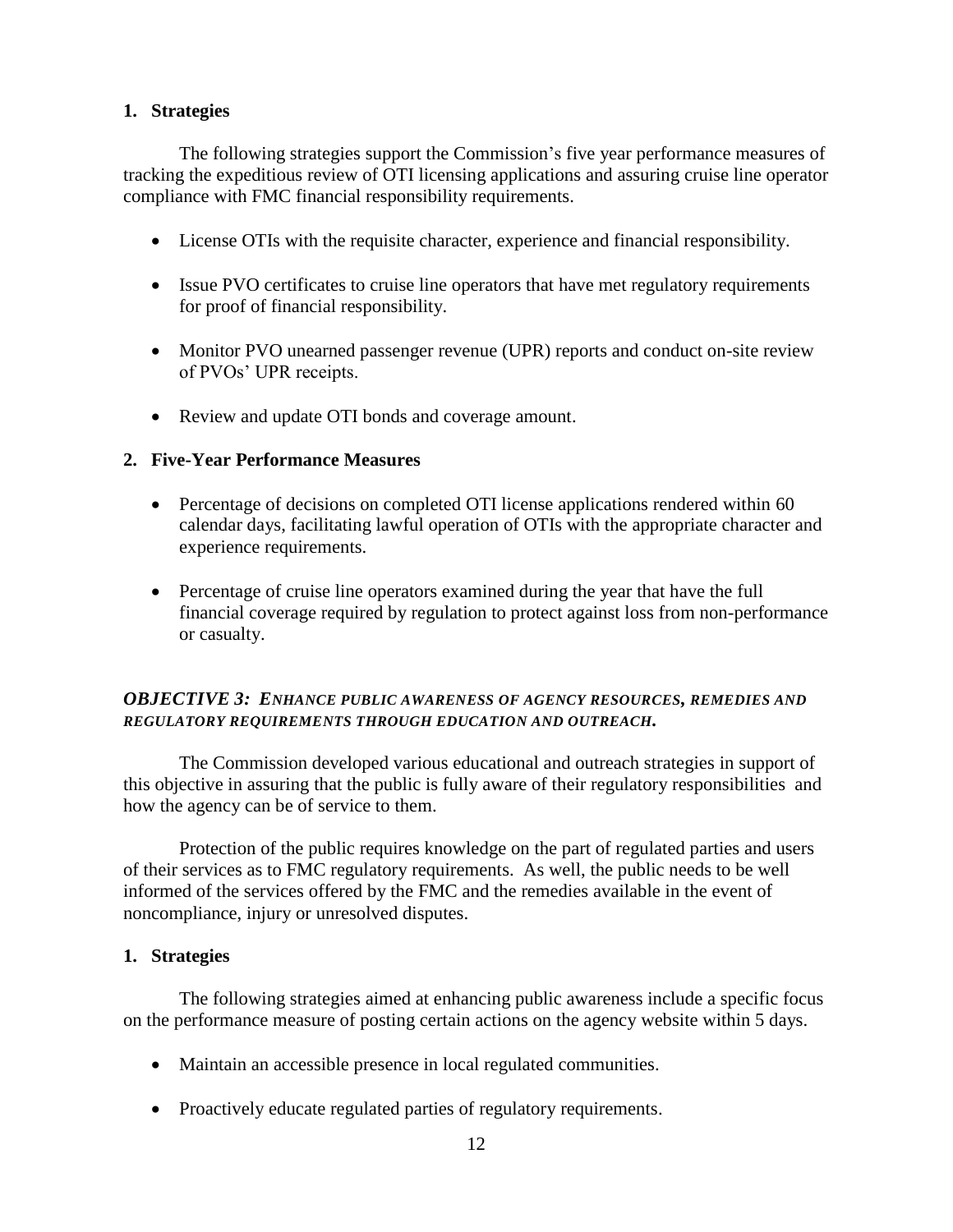### 1. Strategies

The following strategies support the Commission's five year performance measures of tracking the expeditious review of OTI licensing applications and assuring cruise line operator compliance with FMC financial responsibility requirements.

- License OTIs with the requisite character, experience and financial responsibility.
- Issue PVO certificates to cruise line operators that have met regulatory requirements for proof of financial responsibility.
- Monitor PVO unearned passenger revenue (UPR) reports and conduct on-site review of PVOs' UPR receipts.
- Review and update OTI bonds and coverage amount.

### 2. Five-Year Performance Measures

- Percentage of decisions on completed OTI license applications rendered within 60 calendar days, facilitating lawful operation of OTIs with the appropriate character and experience requirements.
- Percentage of cruise line operators examined during the year that have the full financial coverage required by regulation to protect against loss from non-performance or casualty.

## *OBJECTIVE 3: ENHANCE PUBLIC AWARENESS OF AGENCY RESOURCES, REMEDIES AND REGULATORY REQUIREMENTS THROUGH EDUCATION AND OUTREACH.*

The Commission developed various educational and outreach strategies in support of this objective in assuring that the public is fully aware of their regulatory responsibilities and how the agency can be of service to them.

Protection of the public requires knowledge on the part of regulated parties and users of their services as to FMC regulatory requirements. As well, the public needs to be well informed of the services offered by the FMC and the remedies available in the event of noncompliance, injury or unresolved disputes.

### 1. Strategies

The following strategies aimed at enhancing public awareness include a specific focus on the performance measure of posting certain actions on the agency website within 5 days.

- Maintain an accessible presence in local regulated communities.
- Proactively educate regulated parties of regulatory requirements.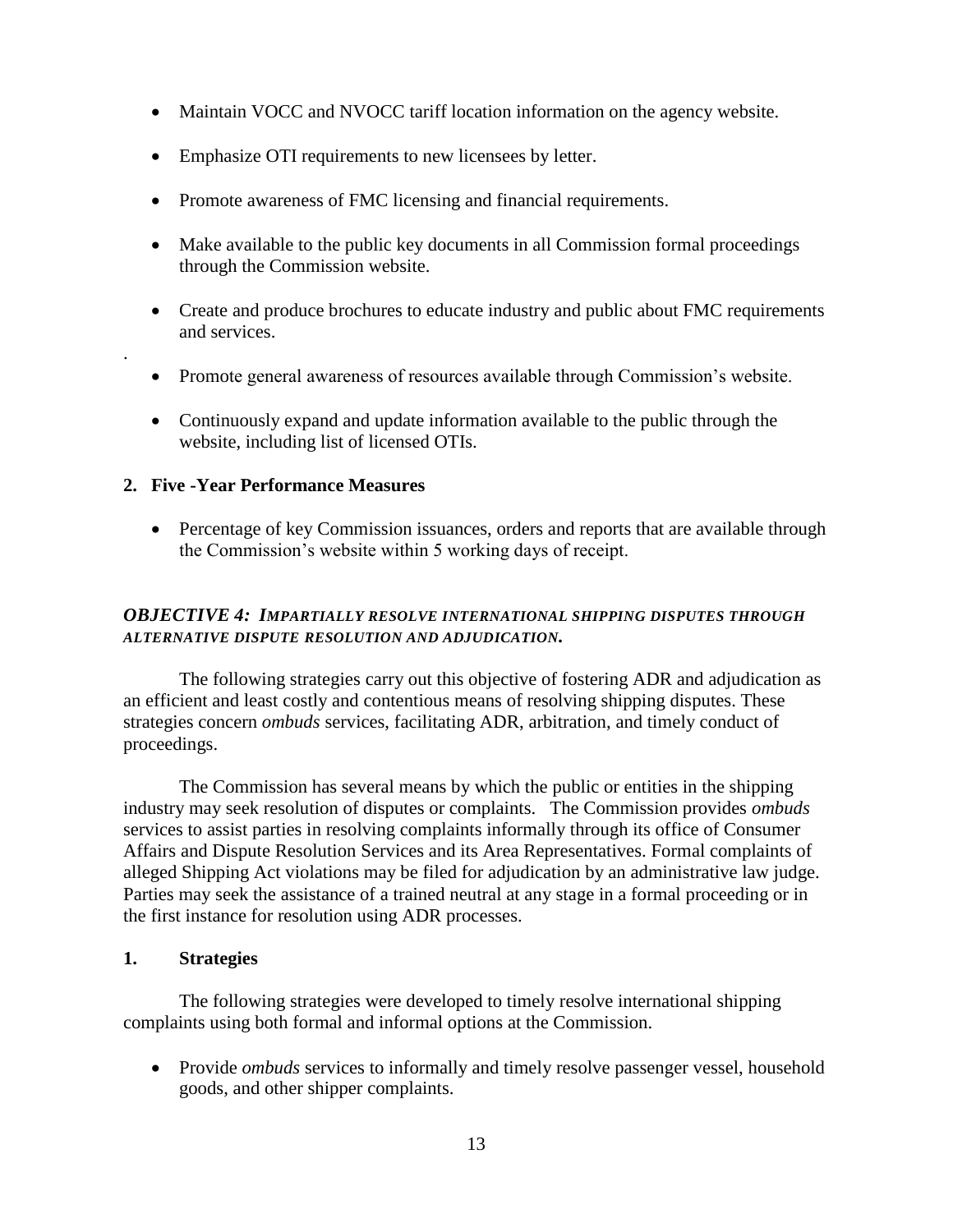- Maintain VOCC and NVOCC tariff location information on the agency website.
- Emphasize OTI requirements to new licensees by letter.
- Promote awareness of FMC licensing and financial requirements.
- Make available to the public key documents in all Commission formal proceedings through the Commission website.
- Create and produce brochures to educate industry and public about FMC requirements and services.
- Promote general awareness of resources available through Commission's website.
- Continuously expand and update information available to the public through the website, including list of licensed OTIs.

**2. Five -Year Performance Measures**

- Percentage of key Commission issuances, orders and reports that are available through the Commission's website within 5 working days of receipt.

### *OBJECTIVE 4: IMPARTIALLY RESOLVE INTERNATIONAL SHIPPING DISPUTES THROUGH ALTERNATIVE DISPUTE RESOLUTION AND ADJUDICATION.*

The following strategies carry out this objective of fostering ADR and adjudication as an efficient and least costly and contentious means of resolving shipping disputes. These strategies concern *ombuds* services, facilitating ADR, arbitration, and timely conduct of proceedings.

The Commission has several means by which the public or entities in the shipping industry may seek resolution of disputes or complaints. The Commission provides *ombuds* services to assist parties in resolving complaints informally through its office of Consumer Affairs and Dispute Resolution Services and its Area Representatives. Formal complaints of alleged Shipping Act violations may be filed for adjudication by an administrative law judge. Parties may seek the assistance of a trained neutral at any stage in a formal proceeding or in the first instance for resolution using ADR processes.

**1. Strategies**

The following strategies were developed to timely resolve international shipping complaints using both formal and informal options at the Commission.

- Provide *ombuds* services to informally and timely resolve passenger vessel, household goods, and other shipper complaints.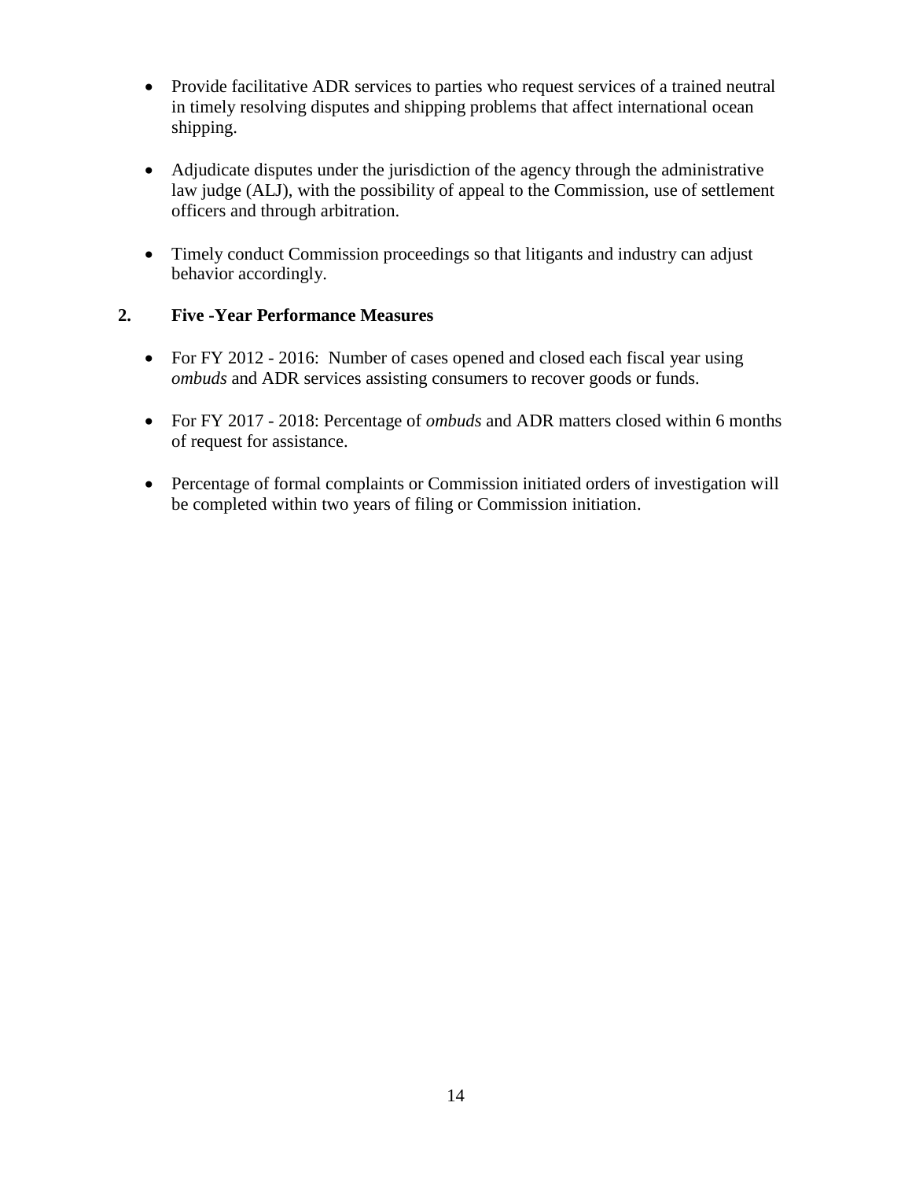- Provide facilitative ADR services to parties who request services of a trained neutral in timely resolving disputes and shipping problems that affect international ocean shipping.

- Adjudicate disputes under the jurisdiction of the agency through the administrative law judge (ALJ), with the possibility of appeal to the Commission, use of settlement officers and through arbitration.

- Timely conduct Commission proceedings so that litigants and industry can adjust behavior accordingly.

## 2. Five -Year Performance Measures

- For FY 2012 - 2016: Number of cases opened and closed each fiscal year using *ombuds* and ADR services assisting consumers to recover goods or funds.

- For FY 2017 - 2018: Percentage of *ombuds* and ADR matters closed within 6 months of request for assistance.

- Percentage of formal complaints or Commission initiated orders of investigation will be completed within two years of filing or Commission initiation.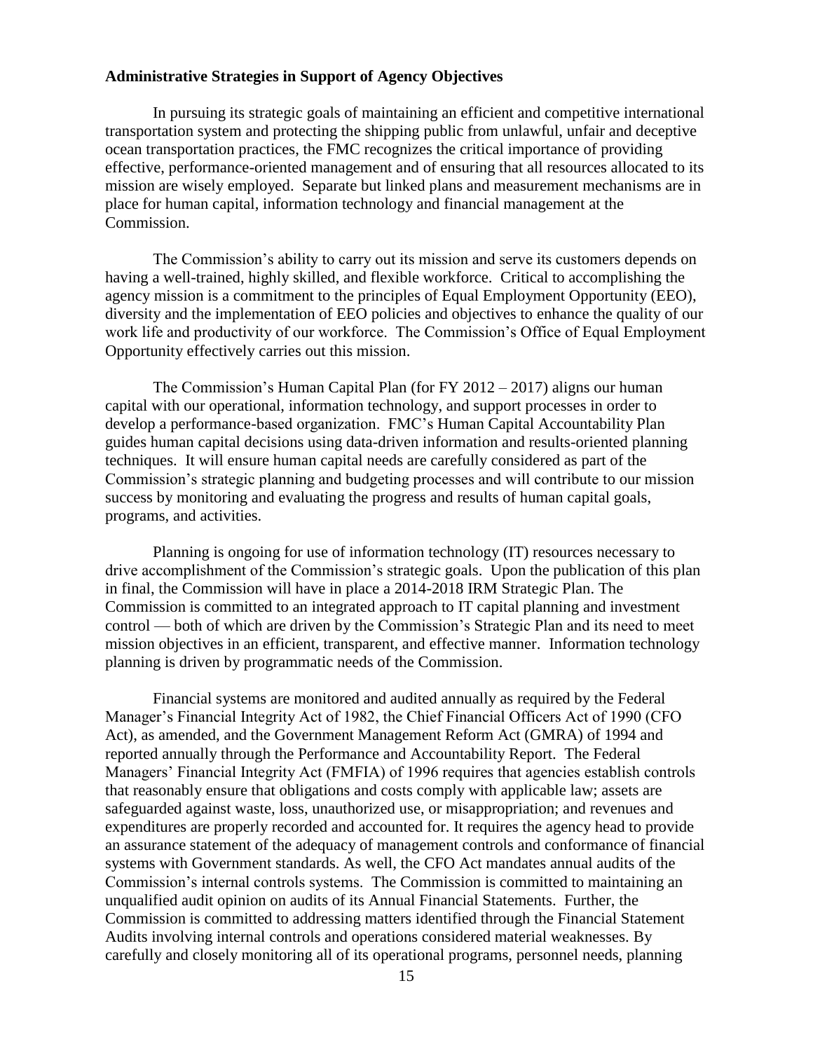**Administrative Strategies in Support of Agency Objectives**

In pursuing its strategic goals of maintaining an efficient and competitive international transportation system and protecting the shipping public from unlawful, unfair and deceptive ocean transportation practices, the FMC recognizes the critical importance of providing effective, performance-oriented management and of ensuring that all resources allocated to its mission are wisely employed. Separate but linked plans and measurement mechanisms are in place for human capital, information technology and financial management at the Commission.

The Commission's ability to carry out its mission and serve its customers depends on having a well-trained, highly skilled, and flexible workforce. Critical to accomplishing the agency mission is a commitment to the principles of Equal Employment Opportunity (EEO), diversity and the implementation of EEO policies and objectives to enhance the quality of our work life and productivity of our workforce. The Commission's Office of Equal Employment Opportunity effectively carries out this mission.

The Commission's Human Capital Plan (for FY 2012 – 2017) aligns our human capital with our operational, information technology, and support processes in order to develop a performance-based organization. FMC's Human Capital Accountability Plan guides human capital decisions using data-driven information and results-oriented planning techniques. It will ensure human capital needs are carefully considered as part of the Commission's strategic planning and budgeting processes and will contribute to our mission success by monitoring and evaluating the progress and results of human capital goals, programs, and activities.

Planning is ongoing for use of information technology (IT) resources necessary to drive accomplishment of the Commission's strategic goals. Upon the publication of this plan in final, the Commission will have in place a 2014-2018 IRM Strategic Plan. The Commission is committed to an integrated approach to IT capital planning and investment control — both of which are driven by the Commission's Strategic Plan and its need to meet mission objectives in an efficient, transparent, and effective manner. Information technology planning is driven by programmatic needs of the Commission.

Financial systems are monitored and audited annually as required by the Federal Manager's Financial Integrity Act of 1982, the Chief Financial Officers Act of 1990 (CFO Act), as amended, and the Government Management Reform Act (GMRA) of 1994 and reported annually through the Performance and Accountability Report. The Federal Managers' Financial Integrity Act (FMFIA) of 1996 requires that agencies establish controls that reasonably ensure that obligations and costs comply with applicable law; assets are safeguarded against waste, loss, unauthorized use, or misappropriation; and revenues and expenditures are properly recorded and accounted for. It requires the agency head to provide an assurance statement of the adequacy of management controls and conformance of financial systems with Government standards. As well, the CFO Act mandates annual audits of the Commission's internal controls systems. The Commission is committed to maintaining an unqualified audit opinion on audits of its Annual Financial Statements. Further, the Commission is committed to addressing matters identified through the Financial Statement Audits involving internal controls and operations considered material weaknesses. By carefully and closely monitoring all of its operational programs, personnel needs, planning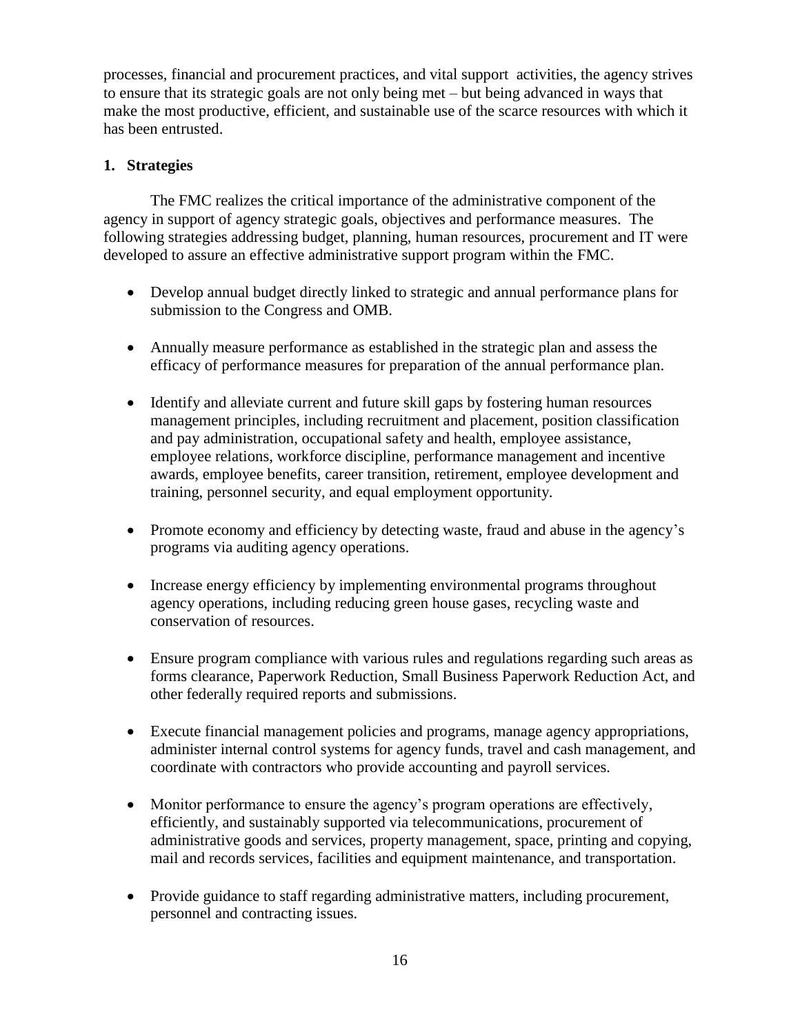processes, financial and procurement practices, and vital support activities, the agency strives to ensure that its strategic goals are not only being met – but being advanced in ways that make the most productive, efficient, and sustainable use of the scarce resources with which it has been entrusted.

### 1. Strategies

The FMC realizes the critical importance of the administrative component of the agency in support of agency strategic goals, objectives and performance measures. The following strategies addressing budget, planning, human resources, procurement and IT were developed to assure an effective administrative support program within the FMC.

- Develop annual budget directly linked to strategic and annual performance plans for submission to the Congress and OMB.
- Annually measure performance as established in the strategic plan and assess the efficacy of performance measures for preparation of the annual performance plan.
- Identify and alleviate current and future skill gaps by fostering human resources management principles, including recruitment and placement, position classification and pay administration, occupational safety and health, employee assistance, employee relations, workforce discipline, performance management and incentive awards, employee benefits, career transition, retirement, employee development and training, personnel security, and equal employment opportunity.
- Promote economy and efficiency by detecting waste, fraud and abuse in the agency's programs via auditing agency operations.
- Increase energy efficiency by implementing environmental programs throughout agency operations, including reducing green house gases, recycling waste and conservation of resources.
- Ensure program compliance with various rules and regulations regarding such areas as forms clearance, Paperwork Reduction, Small Business Paperwork Reduction Act, and other federally required reports and submissions.
- Execute financial management policies and programs, manage agency appropriations, administer internal control systems for agency funds, travel and cash management, and coordinate with contractors who provide accounting and payroll services.
- Monitor performance to ensure the agency's program operations are effectively, efficiently, and sustainably supported via telecommunications, procurement of administrative goods and services, property management, space, printing and copying, mail and records services, facilities and equipment maintenance, and transportation.
- Provide guidance to staff regarding administrative matters, including procurement, personnel and contracting issues.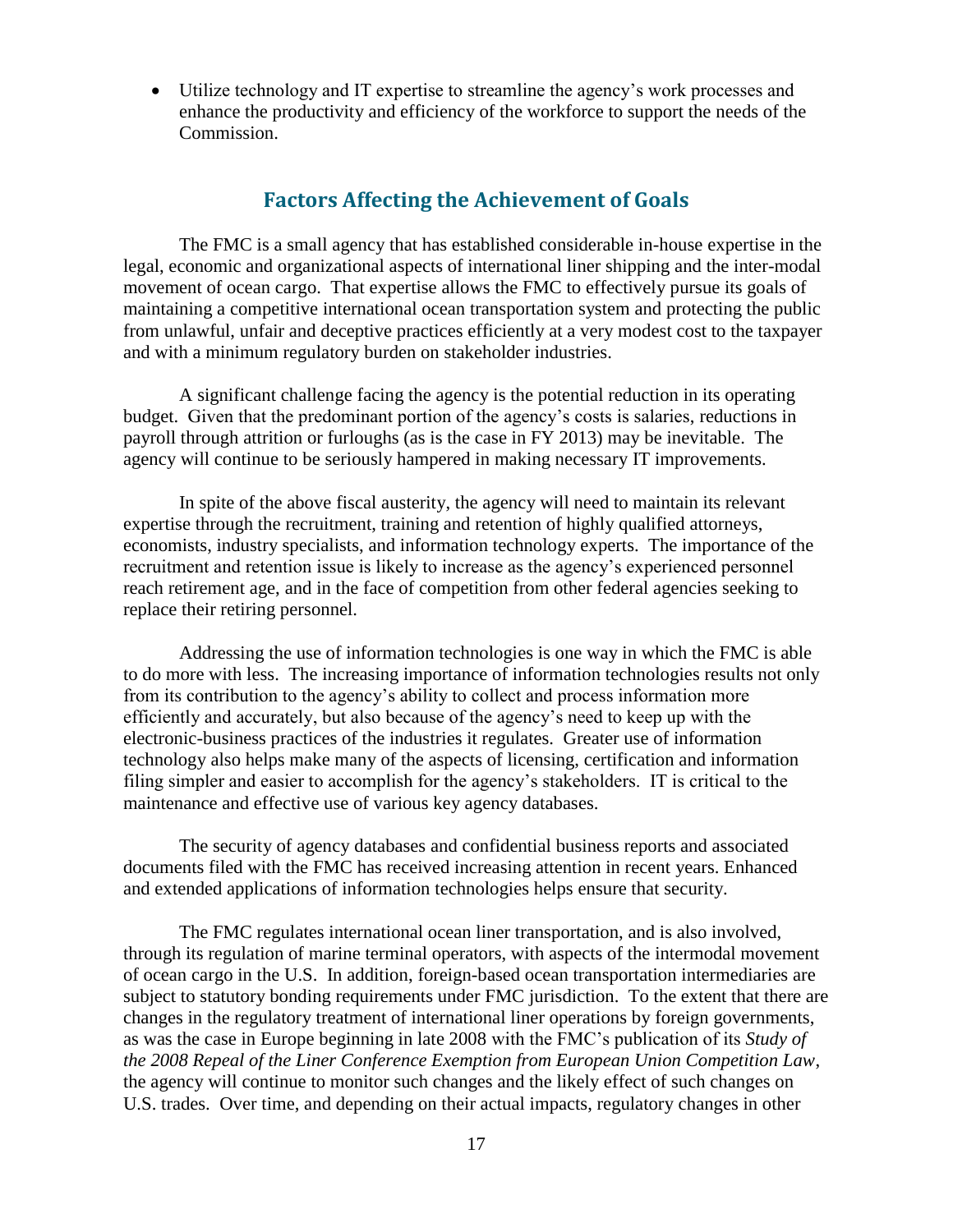- Utilize technology and IT expertise to streamline the agency's work processes and enhance the productivity and efficiency of the workforce to support the needs of the Commission.

## Factors Affecting the Achievement of Goals

The FMC is a small agency that has established considerable in-house expertise in the legal, economic and organizational aspects of international liner shipping and the inter-modal movement of ocean cargo. That expertise allows the FMC to effectively pursue its goals of maintaining a competitive international ocean transportation system and protecting the public from unlawful, unfair and deceptive practices efficiently at a very modest cost to the taxpayer and with a minimum regulatory burden on stakeholder industries.

A significant challenge facing the agency is the potential reduction in its operating budget. Given that the predominant portion of the agency's costs is salaries, reductions in payroll through attrition or furloughs (as is the case in FY 2013) may be inevitable. The agency will continue to be seriously hampered in making necessary IT improvements.

In spite of the above fiscal austerity, the agency will need to maintain its relevant expertise through the recruitment, training and retention of highly qualified attorneys, economists, industry specialists, and information technology experts. The importance of the recruitment and retention issue is likely to increase as the agency's experienced personnel reach retirement age, and in the face of competition from other federal agencies seeking to replace their retiring personnel.

Addressing the use of information technologies is one way in which the FMC is able to do more with less. The increasing importance of information technologies results not only from its contribution to the agency's ability to collect and process information more efficiently and accurately, but also because of the agency's need to keep up with the electronic-business practices of the industries it regulates. Greater use of information technology also helps make many of the aspects of licensing, certification and information filing simpler and easier to accomplish for the agency's stakeholders. IT is critical to the maintenance and effective use of various key agency databases.

The security of agency databases and confidential business reports and associated documents filed with the FMC has received increasing attention in recent years. Enhanced and extended applications of information technologies helps ensure that security.

The FMC regulates international ocean liner transportation, and is also involved, through its regulation of marine terminal operators, with aspects of the intermodal movement of ocean cargo in the U.S. In addition, foreign-based ocean transportation intermediaries are subject to statutory bonding requirements under FMC jurisdiction. To the extent that there are changes in the regulatory treatment of international liner operations by foreign governments, as was the case in Europe beginning in late 2008 with the FMC's publication of its *Study of the 2008 Repeal of the Liner Conference Exemption from European Union Competition Law*, the agency will continue to monitor such changes and the likely effect of such changes on U.S. trades. Over time, and depending on their actual impacts, regulatory changes in other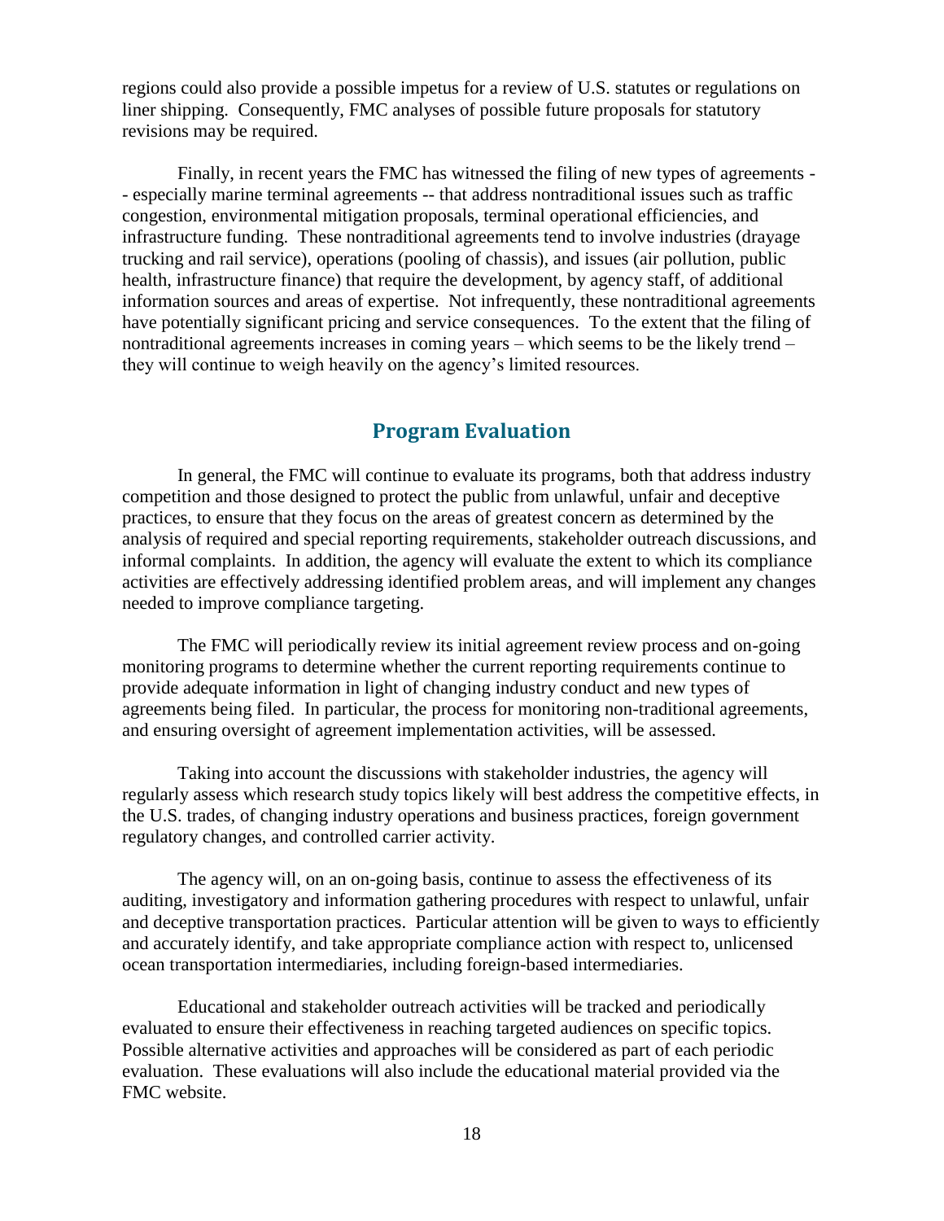regions could also provide a possible impetus for a review of U.S. statutes or regulations on liner shipping. Consequently, FMC analyses of possible future proposals for statutory revisions may be required.

Finally, in recent years the FMC has witnessed the filing of new types of agreements -- especially marine terminal agreements -- that address nontraditional issues such as traffic congestion, environmental mitigation proposals, terminal operational efficiencies, and infrastructure funding. These nontraditional agreements tend to involve industries (drayage trucking and rail service), operations (pooling of chassis), and issues (air pollution, public health, infrastructure finance) that require the development, by agency staff, of additional information sources and areas of expertise. Not infrequently, these nontraditional agreements have potentially significant pricing and service consequences. To the extent that the filing of nontraditional agreements increases in coming years – which seems to be the likely trend – they will continue to weigh heavily on the agency's limited resources.

## Program Evaluation

In general, the FMC will continue to evaluate its programs, both that address industry competition and those designed to protect the public from unlawful, unfair and deceptive practices, to ensure that they focus on the areas of greatest concern as determined by the analysis of required and special reporting requirements, stakeholder outreach discussions, and informal complaints. In addition, the agency will evaluate the extent to which its compliance activities are effectively addressing identified problem areas, and will implement any changes needed to improve compliance targeting.

The FMC will periodically review its initial agreement review process and on-going monitoring programs to determine whether the current reporting requirements continue to provide adequate information in light of changing industry conduct and new types of agreements being filed. In particular, the process for monitoring non-traditional agreements, and ensuring oversight of agreement implementation activities, will be assessed.

Taking into account the discussions with stakeholder industries, the agency will regularly assess which research study topics likely will best address the competitive effects, in the U.S. trades, of changing industry operations and business practices, foreign government regulatory changes, and controlled carrier activity.

The agency will, on an on-going basis, continue to assess the effectiveness of its auditing, investigatory and information gathering procedures with respect to unlawful, unfair and deceptive transportation practices. Particular attention will be given to ways to efficiently and accurately identify, and take appropriate compliance action with respect to, unlicensed ocean transportation intermediaries, including foreign-based intermediaries.

Educational and stakeholder outreach activities will be tracked and periodically evaluated to ensure their effectiveness in reaching targeted audiences on specific topics. Possible alternative activities and approaches will be considered as part of each periodic evaluation. These evaluations will also include the educational material provided via the FMC website.